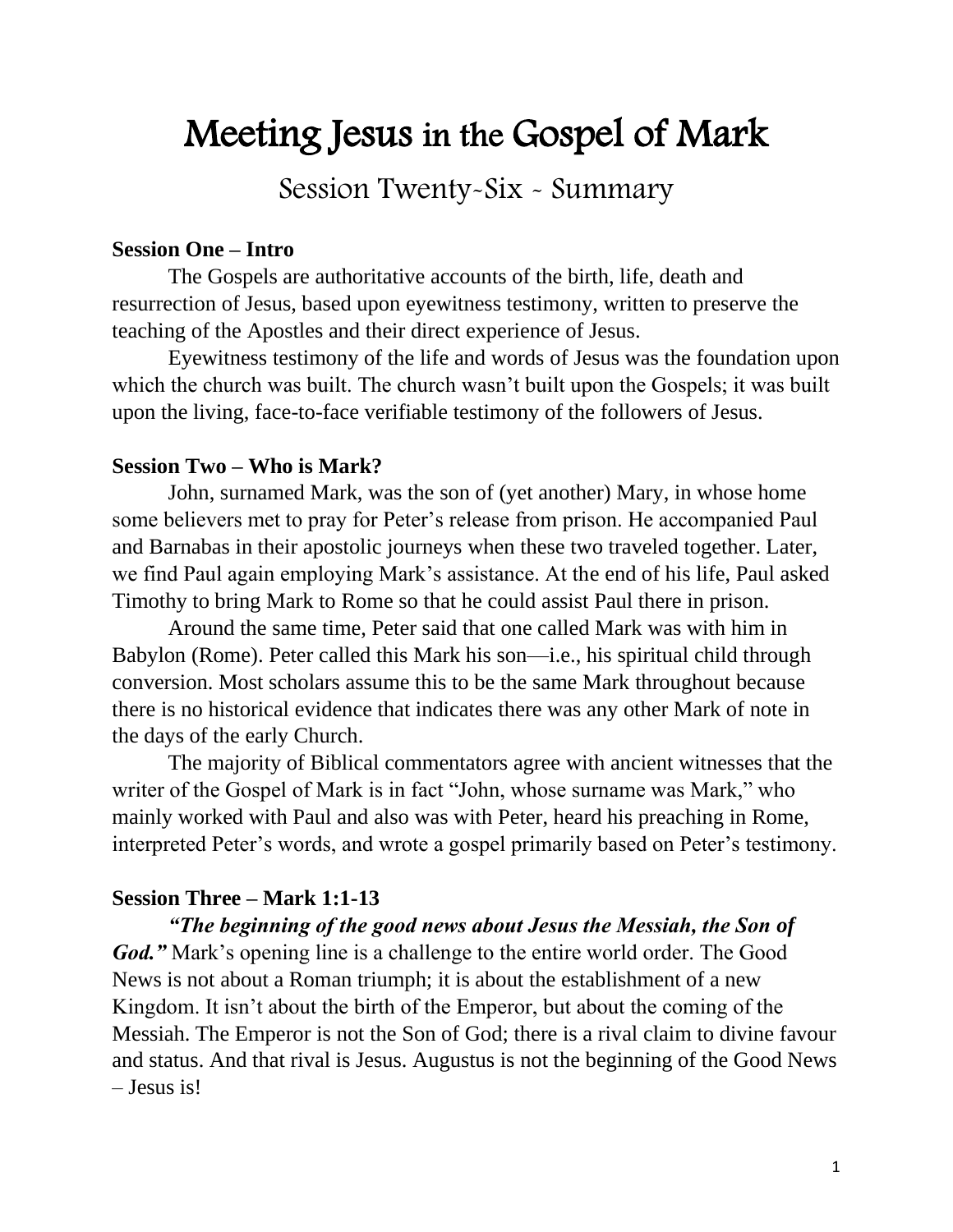# Meeting Jesus in the Gospel of Mark

## Session Twenty-Six - Summary

**Session One – Intro**

The Gospels are authoritative accounts of the birth, life, death and resurrection of Jesus, based upon eyewitness testimony, written to preserve the teaching of the Apostles and their direct experience of Jesus.

Eyewitness testimony of the life and words of Jesus was the foundation upon which the church was built. The church wasn't built upon the Gospels; it was built upon the living, face-to-face verifiable testimony of the followers of Jesus.

**Session Two – Who is Mark?**

John, surnamed Mark, was the son of (yet another) Mary, in whose home some believers met to pray for Peter's release from prison. He accompanied Paul and Barnabas in their apostolic journeys when these two traveled together. Later, we find Paul again employing Mark's assistance. At the end of his life, Paul asked Timothy to bring Mark to Rome so that he could assist Paul there in prison.

Around the same time, Peter said that one called Mark was with him in Babylon (Rome). Peter called this Mark his son—i.e., his spiritual child through conversion. Most scholars assume this to be the same Mark throughout because there is no historical evidence that indicates there was any other Mark of note in the days of the early Church.

The majority of Biblical commentators agree with ancient witnesses that the writer of the Gospel of Mark is in fact "John, whose surname was Mark," who mainly worked with Paul and also was with Peter, heard his preaching in Rome, interpreted Peter's words, and wrote a gospel primarily based on Peter's testimony.

**Session Three – Mark 1:1-13**

***"The beginning of the good news about Jesus the Messiah, the Son of God."*** Mark's opening line is a challenge to the entire world order. The Good News is not about a Roman triumph; it is about the establishment of a new Kingdom. It isn't about the birth of the Emperor, but about the coming of the Messiah. The Emperor is not the Son of God; there is a rival claim to divine favour and status. And that rival is Jesus. Augustus is not the beginning of the Good News – Jesus is!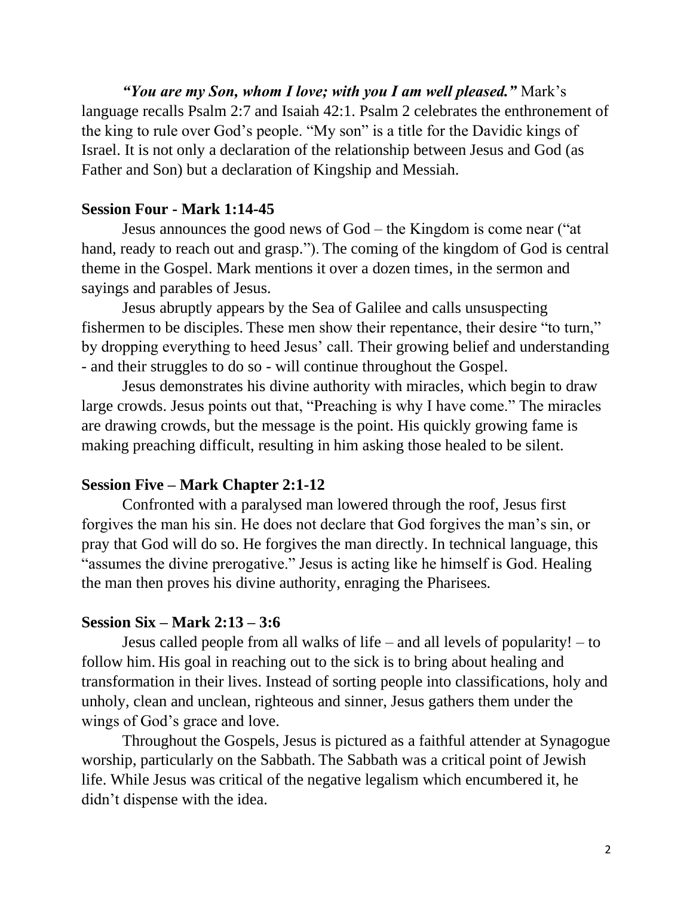***"You are my Son, whom I love; with you I am well pleased."*** Mark's language recalls Psalm 2:7 and Isaiah 42:1. Psalm 2 celebrates the enthronement of the king to rule over God's people. "My son" is a title for the Davidic kings of Israel. It is not only a declaration of the relationship between Jesus and God (as Father and Son) but a declaration of Kingship and Messiah.

**Session Four - Mark 1:14-45**

Jesus announces the good news of God – the Kingdom is come near ("at hand, ready to reach out and grasp."). The coming of the kingdom of God is central theme in the Gospel. Mark mentions it over a dozen times, in the sermon and sayings and parables of Jesus.

Jesus abruptly appears by the Sea of Galilee and calls unsuspecting fishermen to be disciples. These men show their repentance, their desire "to turn," by dropping everything to heed Jesus' call. Their growing belief and understanding - and their struggles to do so - will continue throughout the Gospel.

Jesus demonstrates his divine authority with miracles, which begin to draw large crowds. Jesus points out that, "Preaching is why I have come." The miracles are drawing crowds, but the message is the point. His quickly growing fame is making preaching difficult, resulting in him asking those healed to be silent.

**Session Five – Mark Chapter 2:1-12**

Confronted with a paralysed man lowered through the roof, Jesus first forgives the man his sin. He does not declare that God forgives the man's sin, or pray that God will do so. He forgives the man directly. In technical language, this "assumes the divine prerogative." Jesus is acting like he himself is God. Healing the man then proves his divine authority, enraging the Pharisees.

**Session Six – Mark 2:13 – 3:6**

Jesus called people from all walks of life – and all levels of popularity! – to follow him. His goal in reaching out to the sick is to bring about healing and transformation in their lives. Instead of sorting people into classifications, holy and unholy, clean and unclean, righteous and sinner, Jesus gathers them under the wings of God's grace and love.

Throughout the Gospels, Jesus is pictured as a faithful attender at Synagogue worship, particularly on the Sabbath. The Sabbath was a critical point of Jewish life. While Jesus was critical of the negative legalism which encumbered it, he didn't dispense with the idea.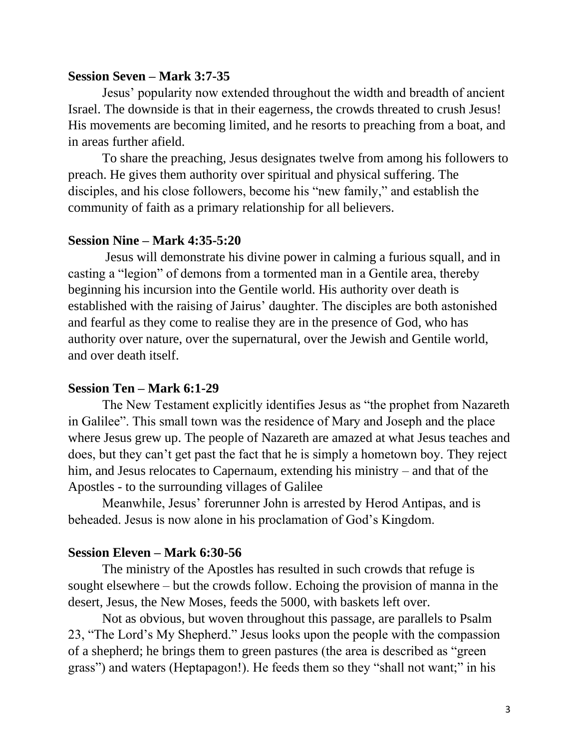**Session Seven – Mark 3:7-35**

Jesus' popularity now extended throughout the width and breadth of ancient Israel. The downside is that in their eagerness, the crowds threated to crush Jesus! His movements are becoming limited, and he resorts to preaching from a boat, and in areas further afield.

To share the preaching, Jesus designates twelve from among his followers to preach. He gives them authority over spiritual and physical suffering. The disciples, and his close followers, become his "new family," and establish the community of faith as a primary relationship for all believers.

**Session Nine – Mark 4:35-5:20**

Jesus will demonstrate his divine power in calming a furious squall, and in casting a "legion" of demons from a tormented man in a Gentile area, thereby beginning his incursion into the Gentile world. His authority over death is established with the raising of Jairus' daughter. The disciples are both astonished and fearful as they come to realise they are in the presence of God, who has authority over nature, over the supernatural, over the Jewish and Gentile world, and over death itself.

**Session Ten – Mark 6:1-29**

The New Testament explicitly identifies Jesus as "the prophet from Nazareth in Galilee". This small town was the residence of Mary and Joseph and the place where Jesus grew up. The people of Nazareth are amazed at what Jesus teaches and does, but they can't get past the fact that he is simply a hometown boy. They reject him, and Jesus relocates to Capernaum, extending his ministry – and that of the Apostles - to the surrounding villages of Galilee

Meanwhile, Jesus' forerunner John is arrested by Herod Antipas, and is beheaded. Jesus is now alone in his proclamation of God's Kingdom.

**Session Eleven – Mark 6:30-56**

The ministry of the Apostles has resulted in such crowds that refuge is sought elsewhere – but the crowds follow. Echoing the provision of manna in the desert, Jesus, the New Moses, feeds the 5000, with baskets left over.

Not as obvious, but woven throughout this passage, are parallels to Psalm 23, "The Lord's My Shepherd." Jesus looks upon the people with the compassion of a shepherd; he brings them to green pastures (the area is described as "green grass") and waters (Heptapagon!). He feeds them so they "shall not want;" in his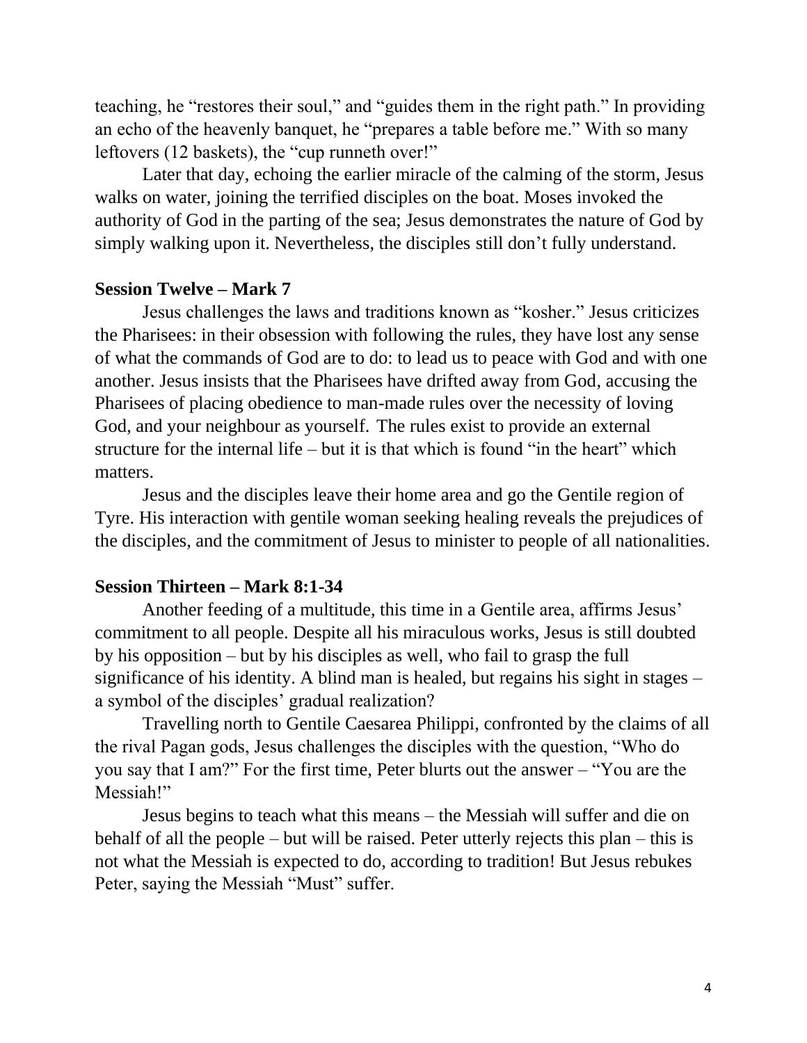teaching, he "restores their soul," and "guides them in the right path." In providing an echo of the heavenly banquet, he "prepares a table before me." With so many leftovers (12 baskets), the "cup runneth over!"

Later that day, echoing the earlier miracle of the calming of the storm, Jesus walks on water, joining the terrified disciples on the boat. Moses invoked the authority of God in the parting of the sea; Jesus demonstrates the nature of God by simply walking upon it. Nevertheless, the disciples still don't fully understand.

**Session Twelve – Mark 7**

Jesus challenges the laws and traditions known as "kosher." Jesus criticizes the Pharisees: in their obsession with following the rules, they have lost any sense of what the commands of God are to do: to lead us to peace with God and with one another. Jesus insists that the Pharisees have drifted away from God, accusing the Pharisees of placing obedience to man-made rules over the necessity of loving God, and your neighbour as yourself. The rules exist to provide an external structure for the internal life – but it is that which is found "in the heart" which matters.

Jesus and the disciples leave their home area and go the Gentile region of Tyre. His interaction with gentile woman seeking healing reveals the prejudices of the disciples, and the commitment of Jesus to minister to people of all nationalities.

**Session Thirteen – Mark 8:1-34**

Another feeding of a multitude, this time in a Gentile area, affirms Jesus' commitment to all people. Despite all his miraculous works, Jesus is still doubted by his opposition – but by his disciples as well, who fail to grasp the full significance of his identity. A blind man is healed, but regains his sight in stages – a symbol of the disciples' gradual realization?

Travelling north to Gentile Caesarea Philippi, confronted by the claims of all the rival Pagan gods, Jesus challenges the disciples with the question, "Who do you say that I am?" For the first time, Peter blurts out the answer – "You are the Messiah!"

Jesus begins to teach what this means – the Messiah will suffer and die on behalf of all the people – but will be raised. Peter utterly rejects this plan – this is not what the Messiah is expected to do, according to tradition! But Jesus rebukes Peter, saying the Messiah "Must" suffer.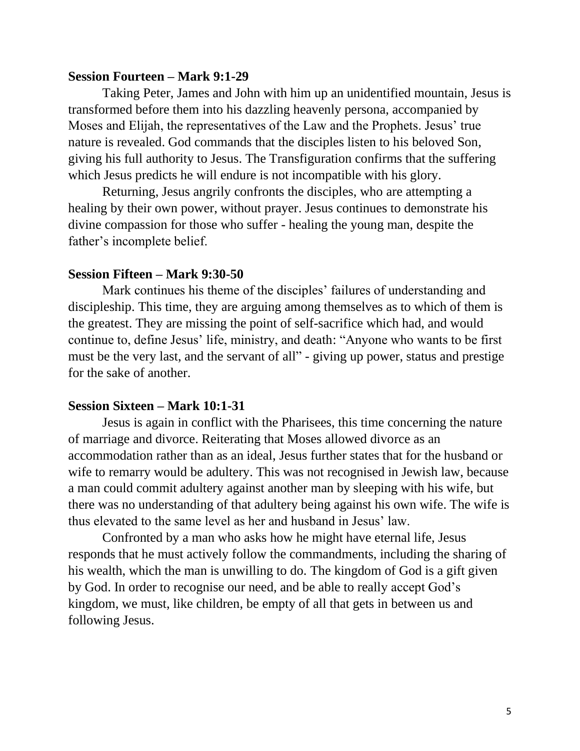**Session Fourteen – Mark 9:1-29**

Taking Peter, James and John with him up an unidentified mountain, Jesus is transformed before them into his dazzling heavenly persona, accompanied by Moses and Elijah, the representatives of the Law and the Prophets. Jesus' true nature is revealed. God commands that the disciples listen to his beloved Son, giving his full authority to Jesus. The Transfiguration confirms that the suffering which Jesus predicts he will endure is not incompatible with his glory.

Returning, Jesus angrily confronts the disciples, who are attempting a healing by their own power, without prayer. Jesus continues to demonstrate his divine compassion for those who suffer - healing the young man, despite the father's incomplete belief.

**Session Fifteen – Mark 9:30-50**

Mark continues his theme of the disciples' failures of understanding and discipleship. This time, they are arguing among themselves as to which of them is the greatest. They are missing the point of self-sacrifice which had, and would continue to, define Jesus' life, ministry, and death: "Anyone who wants to be first must be the very last, and the servant of all" - giving up power, status and prestige for the sake of another.

**Session Sixteen – Mark 10:1-31**

Jesus is again in conflict with the Pharisees, this time concerning the nature of marriage and divorce. Reiterating that Moses allowed divorce as an accommodation rather than as an ideal, Jesus further states that for the husband or wife to remarry would be adultery. This was not recognised in Jewish law, because a man could commit adultery against another man by sleeping with his wife, but there was no understanding of that adultery being against his own wife. The wife is thus elevated to the same level as her and husband in Jesus' law.

Confronted by a man who asks how he might have eternal life, Jesus responds that he must actively follow the commandments, including the sharing of his wealth, which the man is unwilling to do. The kingdom of God is a gift given by God. In order to recognise our need, and be able to really accept God's kingdom, we must, like children, be empty of all that gets in between us and following Jesus.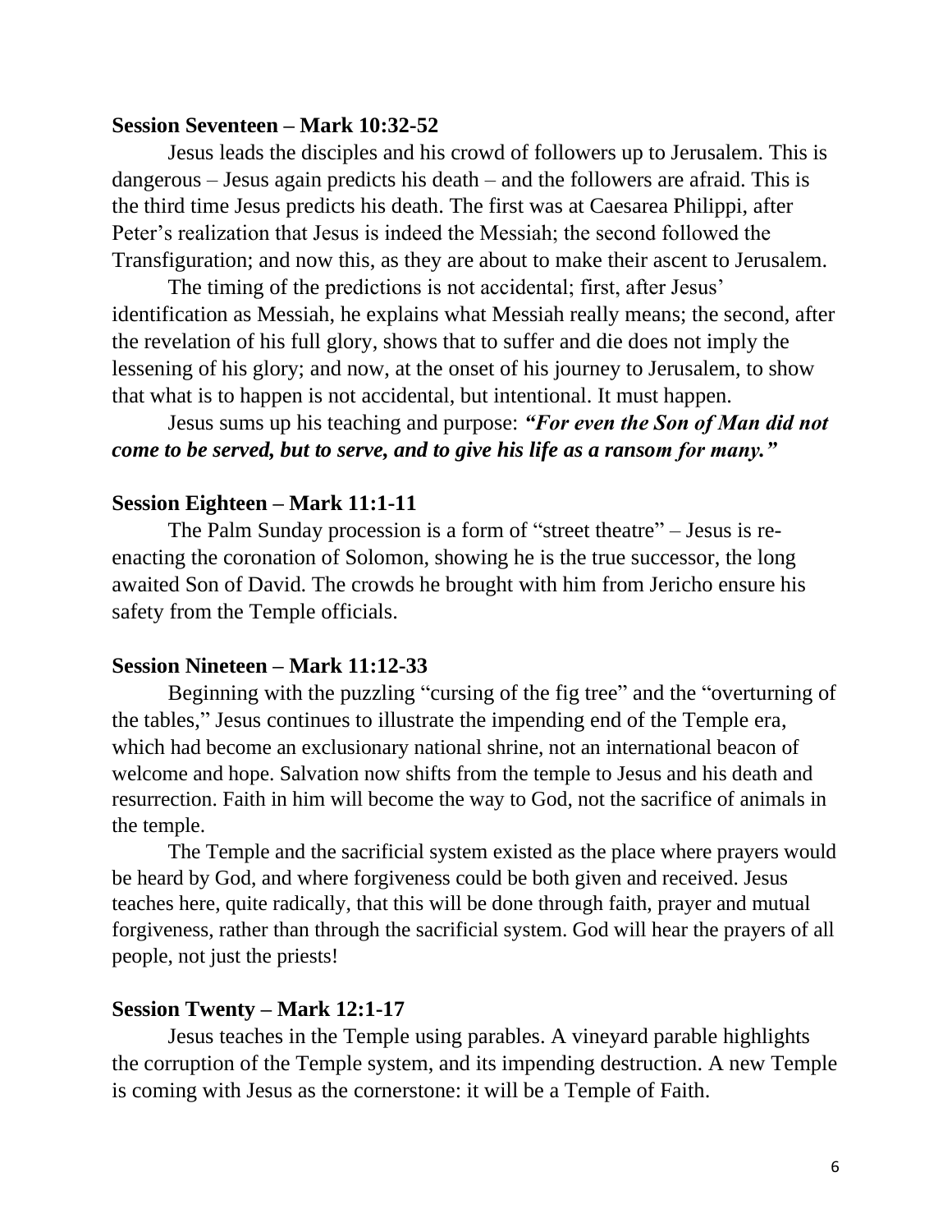**Session Seventeen – Mark 10:32-52**

Jesus leads the disciples and his crowd of followers up to Jerusalem. This is dangerous – Jesus again predicts his death – and the followers are afraid. This is the third time Jesus predicts his death. The first was at Caesarea Philippi, after Peter's realization that Jesus is indeed the Messiah; the second followed the Transfiguration; and now this, as they are about to make their ascent to Jerusalem.

The timing of the predictions is not accidental; first, after Jesus' identification as Messiah, he explains what Messiah really means; the second, after the revelation of his full glory, shows that to suffer and die does not imply the lessening of his glory; and now, at the onset of his journey to Jerusalem, to show that what is to happen is not accidental, but intentional. It must happen.

Jesus sums up his teaching and purpose: ***"For even the Son of Man did not come to be served, but to serve, and to give his life as a ransom for many."***

**Session Eighteen – Mark 11:1-11**

The Palm Sunday procession is a form of "street theatre" – Jesus is re-enacting the coronation of Solomon, showing he is the true successor, the long awaited Son of David. The crowds he brought with him from Jericho ensure his safety from the Temple officials.

**Session Nineteen – Mark 11:12-33**

Beginning with the puzzling "cursing of the fig tree" and the "overturning of the tables," Jesus continues to illustrate the impending end of the Temple era, which had become an exclusionary national shrine, not an international beacon of welcome and hope. Salvation now shifts from the temple to Jesus and his death and resurrection. Faith in him will become the way to God, not the sacrifice of animals in the temple.

The Temple and the sacrificial system existed as the place where prayers would be heard by God, and where forgiveness could be both given and received. Jesus teaches here, quite radically, that this will be done through faith, prayer and mutual forgiveness, rather than through the sacrificial system. God will hear the prayers of all people, not just the priests!

**Session Twenty – Mark 12:1-17**

Jesus teaches in the Temple using parables. A vineyard parable highlights the corruption of the Temple system, and its impending destruction. A new Temple is coming with Jesus as the cornerstone: it will be a Temple of Faith.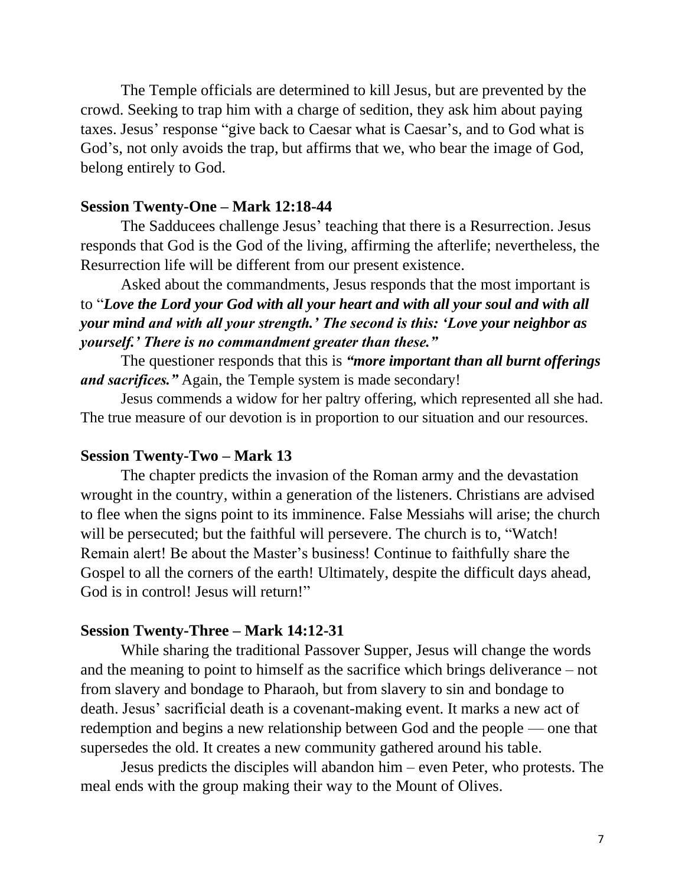The Temple officials are determined to kill Jesus, but are prevented by the crowd. Seeking to trap him with a charge of sedition, they ask him about paying taxes. Jesus' response "give back to Caesar what is Caesar's, and to God what is God's, not only avoids the trap, but affirms that we, who bear the image of God, belong entirely to God.

**Session Twenty-One – Mark 12:18-44**

The Sadducees challenge Jesus' teaching that there is a Resurrection. Jesus responds that God is the God of the living, affirming the afterlife; nevertheless, the Resurrection life will be different from our present existence.

Asked about the commandments, Jesus responds that the most important is to "***Love the Lord your God with all your heart and with all your soul and with all your mind and with all your strength.' The second is this: 'Love your neighbor as yourself.' There is no commandment greater than these."***

The questioner responds that this is ***"more important than all burnt offerings and sacrifices."*** Again, the Temple system is made secondary!

Jesus commends a widow for her paltry offering, which represented all she had. The true measure of our devotion is in proportion to our situation and our resources.

**Session Twenty-Two – Mark 13**

The chapter predicts the invasion of the Roman army and the devastation wrought in the country, within a generation of the listeners. Christians are advised to flee when the signs point to its imminence. False Messiahs will arise; the church will be persecuted; but the faithful will persevere. The church is to, "Watch! Remain alert! Be about the Master's business! Continue to faithfully share the Gospel to all the corners of the earth! Ultimately, despite the difficult days ahead, God is in control! Jesus will return!"

**Session Twenty-Three – Mark 14:12-31**

While sharing the traditional Passover Supper, Jesus will change the words and the meaning to point to himself as the sacrifice which brings deliverance – not from slavery and bondage to Pharaoh, but from slavery to sin and bondage to death. Jesus' sacrificial death is a covenant-making event. It marks a new act of redemption and begins a new relationship between God and the people — one that supersedes the old. It creates a new community gathered around his table.

Jesus predicts the disciples will abandon him – even Peter, who protests. The meal ends with the group making their way to the Mount of Olives.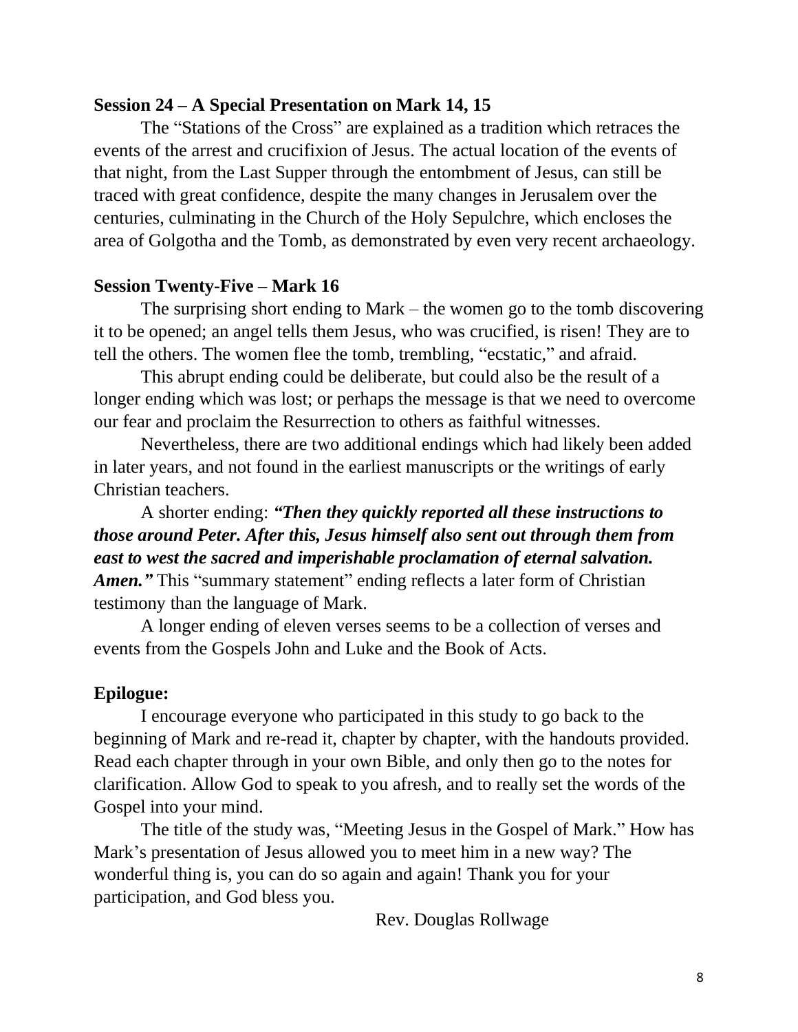**Session 24 – A Special Presentation on Mark 14, 15**

The "Stations of the Cross" are explained as a tradition which retraces the events of the arrest and crucifixion of Jesus. The actual location of the events of that night, from the Last Supper through the entombment of Jesus, can still be traced with great confidence, despite the many changes in Jerusalem over the centuries, culminating in the Church of the Holy Sepulchre, which encloses the area of Golgotha and the Tomb, as demonstrated by even very recent archaeology.

**Session Twenty-Five – Mark 16**

The surprising short ending to Mark – the women go to the tomb discovering it to be opened; an angel tells them Jesus, who was crucified, is risen! They are to tell the others. The women flee the tomb, trembling, "ecstatic," and afraid.

This abrupt ending could be deliberate, but could also be the result of a longer ending which was lost; or perhaps the message is that we need to overcome our fear and proclaim the Resurrection to others as faithful witnesses.

Nevertheless, there are two additional endings which had likely been added in later years, and not found in the earliest manuscripts or the writings of early Christian teachers.

A shorter ending: ***"Then they quickly reported all these instructions to those around Peter. After this, Jesus himself also sent out through them from east to west the sacred and imperishable proclamation of eternal salvation. Amen."*** This "summary statement" ending reflects a later form of Christian testimony than the language of Mark.

A longer ending of eleven verses seems to be a collection of verses and events from the Gospels John and Luke and the Book of Acts.

**Epilogue:**

I encourage everyone who participated in this study to go back to the beginning of Mark and re-read it, chapter by chapter, with the handouts provided. Read each chapter through in your own Bible, and only then go to the notes for clarification. Allow God to speak to you afresh, and to really set the words of the Gospel into your mind.

The title of the study was, "Meeting Jesus in the Gospel of Mark." How has Mark's presentation of Jesus allowed you to meet him in a new way? The wonderful thing is, you can do so again and again! Thank you for your participation, and God bless you.

Rev. Douglas Rollwage